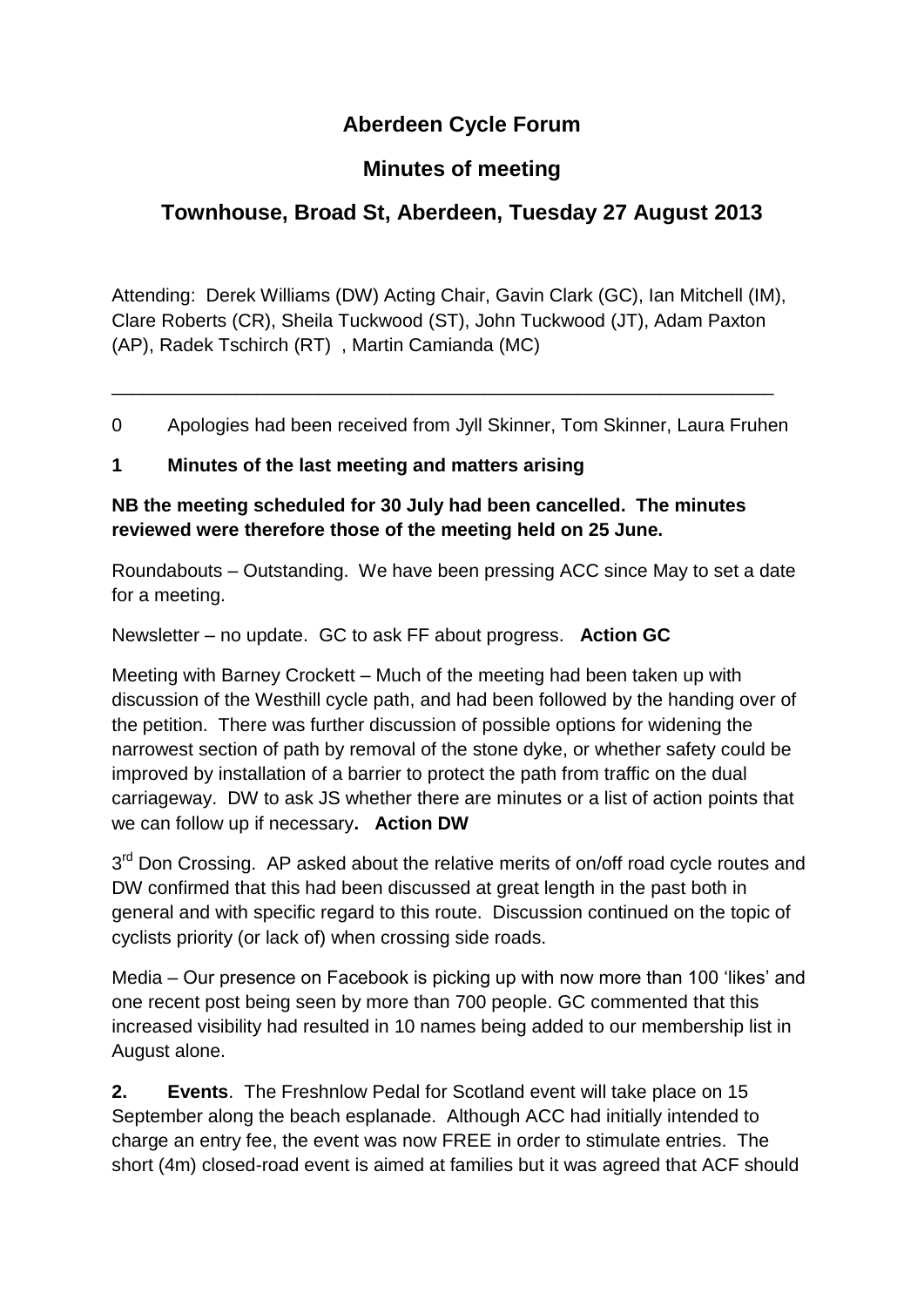# Aberdeen Cycle Forum

## Minutes of meeting

## Townhouse, Broad St, Aberdeen, Tuesday 27 August 2013

Attending: Derek Williams (DW) Acting Chair, Gavin Clark (GC), Ian Mitchell (IM), Clare Roberts (CR), Sheila Tuckwood (ST), John Tuckwood (JT), Adam Paxton (AP), Radek Tschirch (RT) , Martin Camianda (MC)

---

0 Apologies had been received from Jyll Skinner, Tom Skinner, Laura Fruhen

**1 Minutes of the last meeting and matters arising**

**NB the meeting scheduled for 30 July had been cancelled. The minutes reviewed were therefore those of the meeting held on 25 June.**

Roundabouts – Outstanding. We have been pressing ACC since May to set a date for a meeting.

Newsletter – no update. GC to ask FF about progress. **Action GC**

Meeting with Barney Crockett – Much of the meeting had been taken up with discussion of the Westhill cycle path, and had been followed by the handing over of the petition. There was further discussion of possible options for widening the narrowest section of path by removal of the stone dyke, or whether safety could be improved by installation of a barrier to protect the path from traffic on the dual carriageway. DW to ask JS whether there are minutes or a list of action points that we can follow up if necessary**. Action DW**

3rd Don Crossing. AP asked about the relative merits of on/off road cycle routes and DW confirmed that this had been discussed at great length in the past both in general and with specific regard to this route. Discussion continued on the topic of cyclists priority (or lack of) when crossing side roads.

Media – Our presence on Facebook is picking up with now more than 100 'likes' and one recent post being seen by more than 700 people. GC commented that this increased visibility had resulted in 10 names being added to our membership list in August alone.

**2. Events**. The Freshnlow Pedal for Scotland event will take place on 15 September along the beach esplanade. Although ACC had initially intended to charge an entry fee, the event was now FREE in order to stimulate entries. The short (4m) closed-road event is aimed at families but it was agreed that ACF should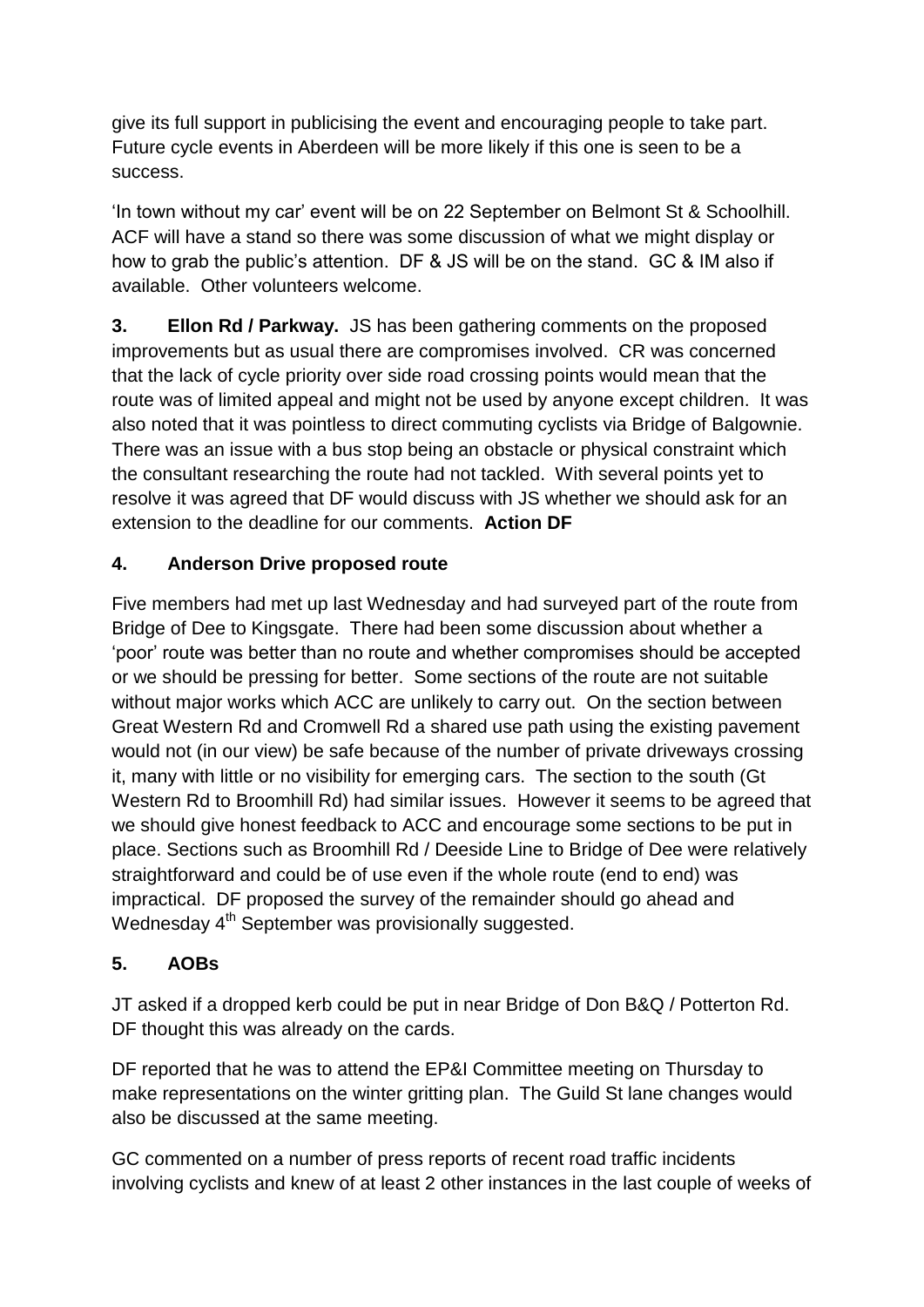give its full support in publicising the event and encouraging people to take part. Future cycle events in Aberdeen will be more likely if this one is seen to be a success.

'In town without my car' event will be on 22 September on Belmont St & Schoolhill. ACF will have a stand so there was some discussion of what we might display or how to grab the public's attention. DF & JS will be on the stand. GC & IM also if available. Other volunteers welcome.

**3. Ellon Rd / Parkway.** JS has been gathering comments on the proposed improvements but as usual there are compromises involved. CR was concerned that the lack of cycle priority over side road crossing points would mean that the route was of limited appeal and might not be used by anyone except children. It was also noted that it was pointless to direct commuting cyclists via Bridge of Balgownie. There was an issue with a bus stop being an obstacle or physical constraint which the consultant researching the route had not tackled. With several points yet to resolve it was agreed that DF would discuss with JS whether we should ask for an extension to the deadline for our comments. **Action DF**

**4. Anderson Drive proposed route**

Five members had met up last Wednesday and had surveyed part of the route from Bridge of Dee to Kingsgate. There had been some discussion about whether a 'poor' route was better than no route and whether compromises should be accepted or we should be pressing for better. Some sections of the route are not suitable without major works which ACC are unlikely to carry out. On the section between Great Western Rd and Cromwell Rd a shared use path using the existing pavement would not (in our view) be safe because of the number of private driveways crossing it, many with little or no visibility for emerging cars. The section to the south (Gt Western Rd to Broomhill Rd) had similar issues. However it seems to be agreed that we should give honest feedback to ACC and encourage some sections to be put in place. Sections such as Broomhill Rd / Deeside Line to Bridge of Dee were relatively straightforward and could be of use even if the whole route (end to end) was impractical. DF proposed the survey of the remainder should go ahead and Wednesday 4th September was provisionally suggested.

**5. AOBs**

JT asked if a dropped kerb could be put in near Bridge of Don B&Q / Potterton Rd. DF thought this was already on the cards.

DF reported that he was to attend the EP&I Committee meeting on Thursday to make representations on the winter gritting plan. The Guild St lane changes would also be discussed at the same meeting.

GC commented on a number of press reports of recent road traffic incidents involving cyclists and knew of at least 2 other instances in the last couple of weeks of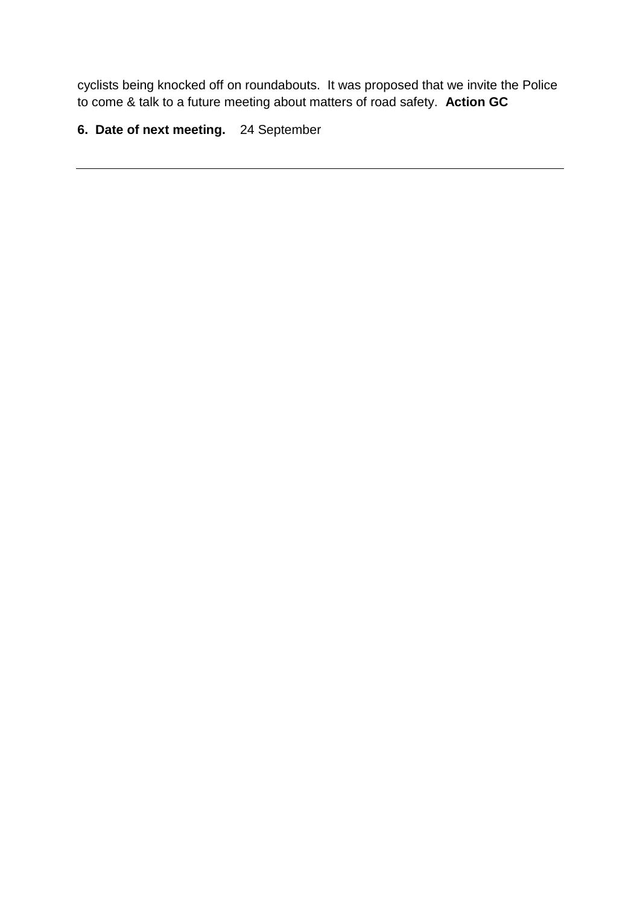cyclists being knocked off on roundabouts. It was proposed that we invite the Police to come & talk to a future meeting about matters of road safety. **Action GC**

**6. Date of next meeting.** 24 September

---